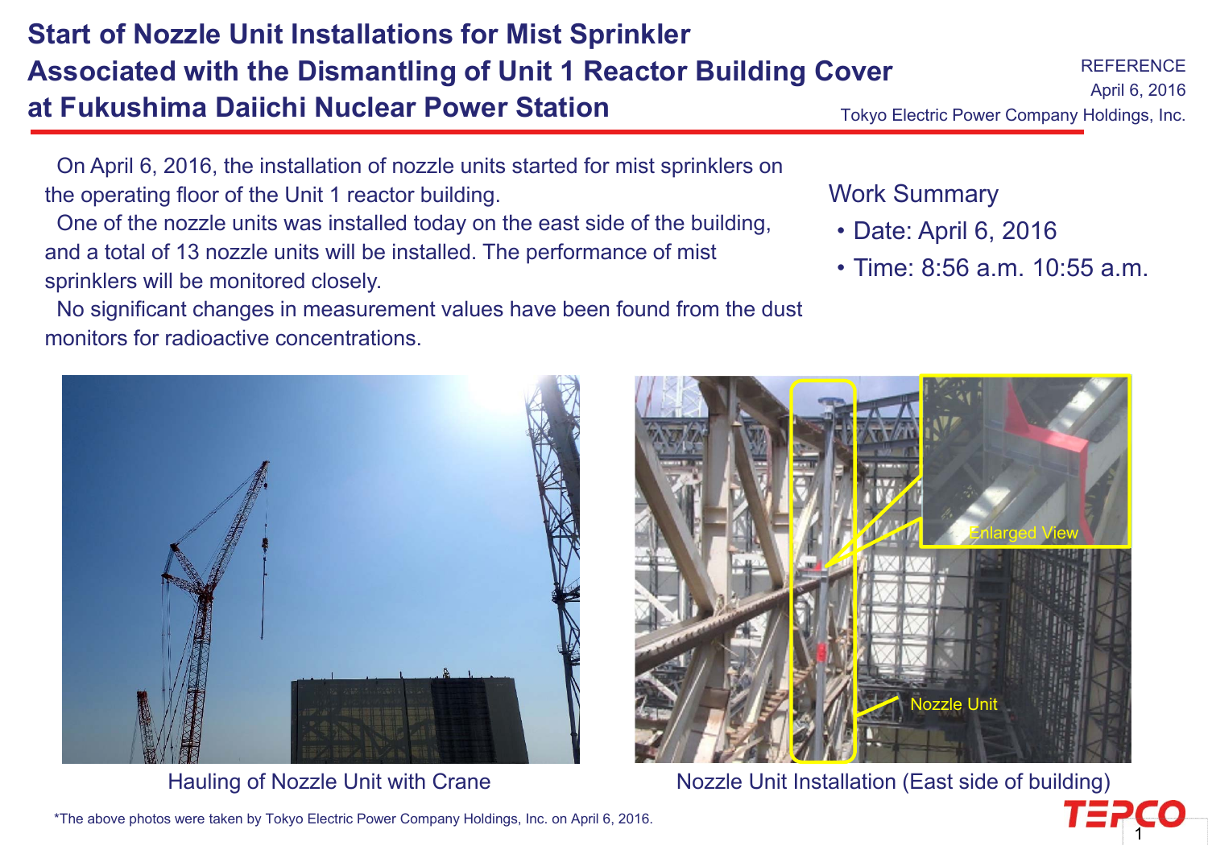# Start of Nozzle Unit Installations for Mist Sprinkler Associated with the Dismantling of Unit 1 Reactor Building Cover at Fukushima Daiichi Nuclear Power Station

REFERENCE
April 6, 2016
Tokyo Electric Power Company Holdings, Inc.

On April 6, 2016, the installation of nozzle units started for mist sprinklers on the operating floor of the Unit 1 reactor building.

One of the nozzle units was installed today on the east side of the building, and a total of 13 nozzle units will be installed. The performance of mist sprinklers will be monitored closely.

No significant changes in measurement values have been found from the dust monitors for radioactive concentrations.

Work Summary

- Date: April 6, 2016
- Time: 8:56 a.m. 10:55 a.m.

Hauling of Nozzle Unit with Crane

Nozzle Unit Installation (East side of building)

*The above photos were taken by Tokyo Electric Power Company Holdings, Inc. on April 6, 2016.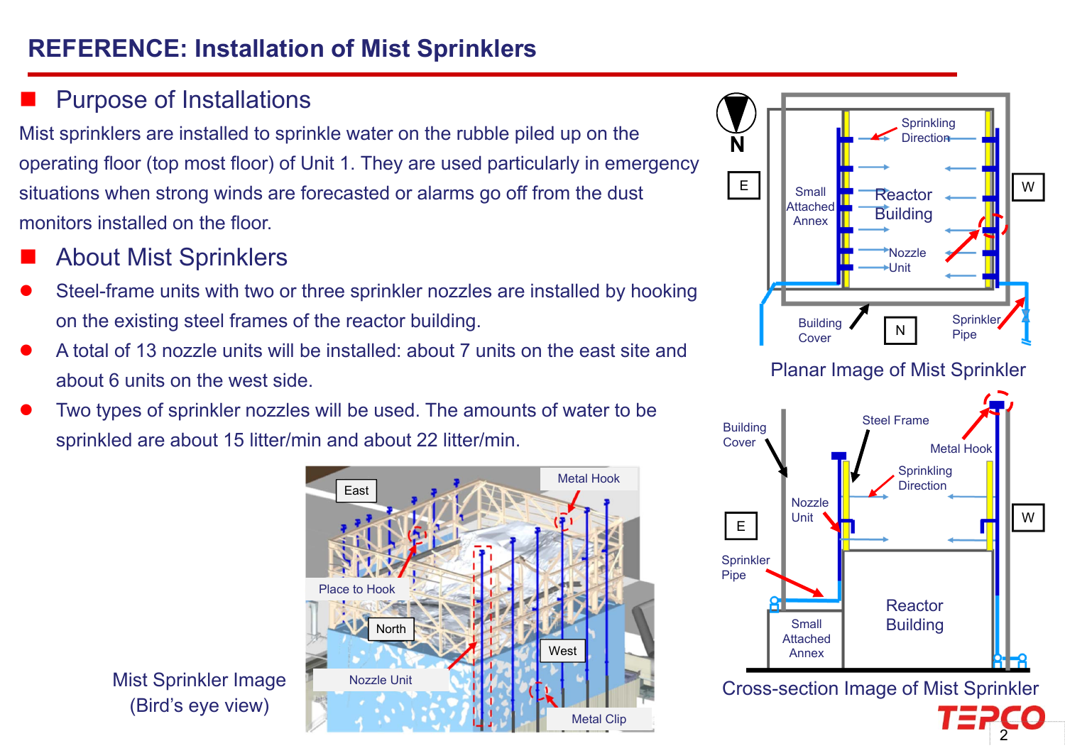# REFERENCE: Installation of Mist Sprinklers

## Purpose of Installations

Mist sprinklers are installed to sprinkle water on the rubble piled up on the operating floor (top most floor) of Unit 1. They are used particularly in emergency situations when strong winds are forecasted or alarms go off from the dust monitors installed on the floor.

## About Mist Sprinklers

- Steel-frame units with two or three sprinkler nozzles are installed by hooking on the existing steel frames of the reactor building.
- A total of 13 nozzle units will be installed: about 7 units on the east site and about 6 units on the west side.
- Two types of sprinkler nozzles will be used. The amounts of water to be sprinkled are about 15 litter/min and about 22 litter/min.

Mist Sprinkler Image (Bird's eye view)

Planar Image of Mist Sprinkler

Cross-section Image of Mist Sprinkler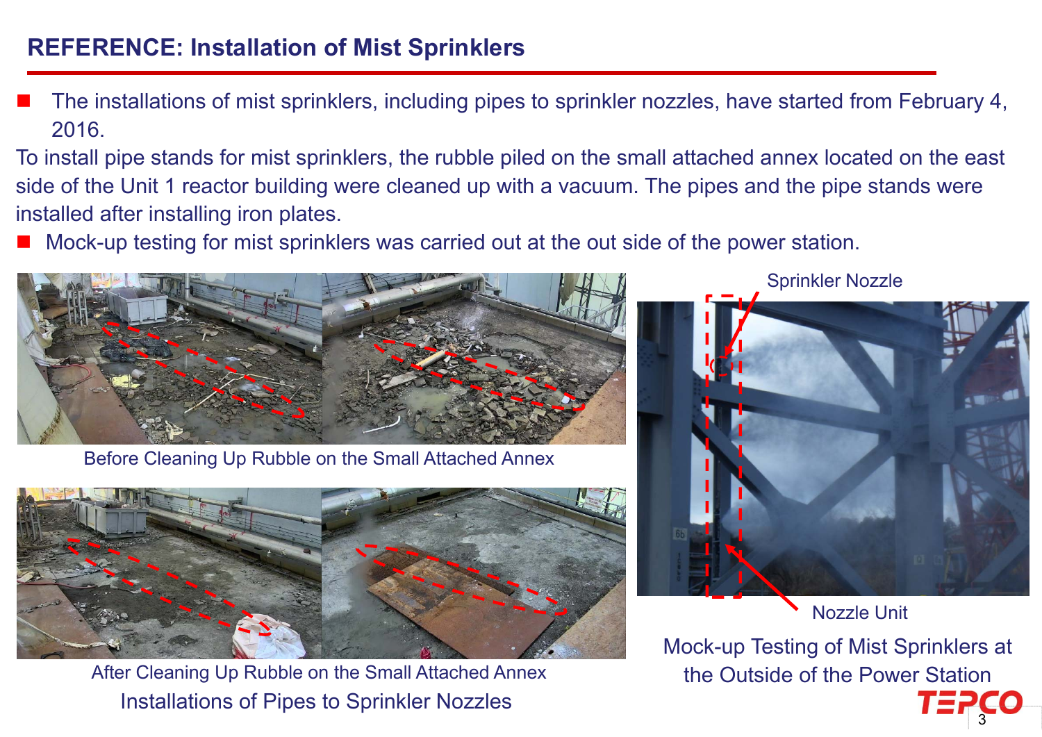## REFERENCE: Installation of Mist Sprinklers

- The installations of mist sprinklers, including pipes to sprinkler nozzles, have started from February 4, 2016.

To install pipe stands for mist sprinklers, the rubble piled on the small attached annex located on the east side of the Unit 1 reactor building were cleaned up with a vacuum. The pipes and the pipe stands were installed after installing iron plates.

- Mock-up testing for mist sprinklers was carried out at the out side of the power station.

Before Cleaning Up Rubble on the Small Attached Annex

After Cleaning Up Rubble on the Small Attached Annex

Installations of Pipes to Sprinkler Nozzles

Sprinkler Nozzle

Nozzle Unit

Mock-up Testing of Mist Sprinklers at the Outside of the Power Station